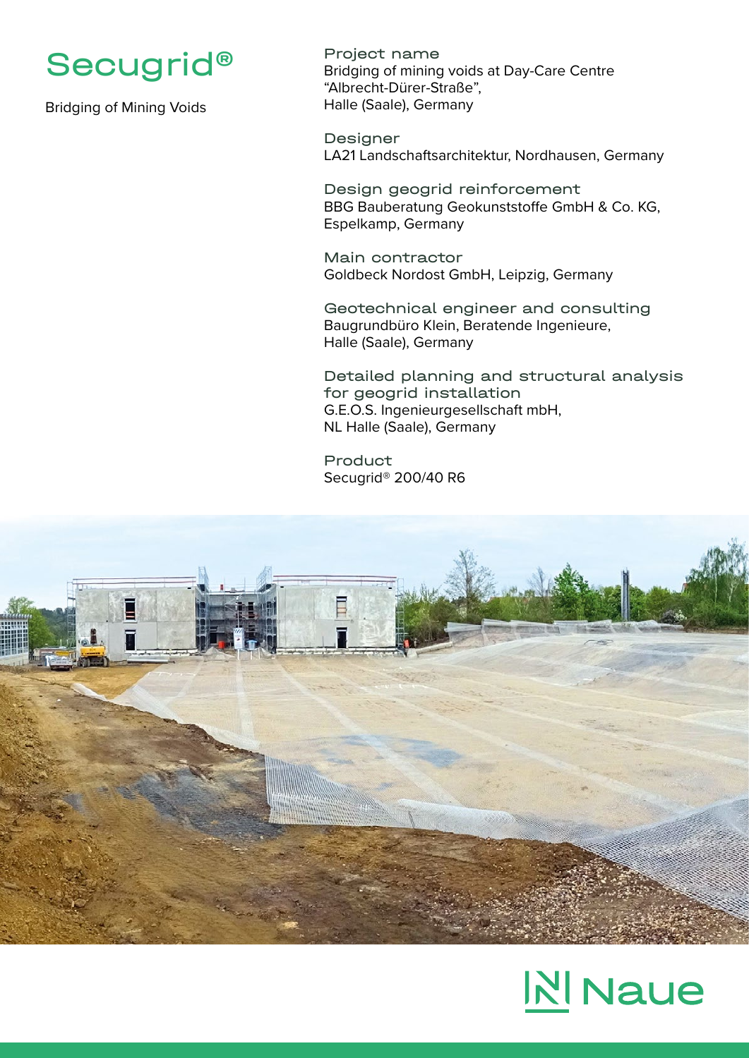# Secugrid®

Bridging of Mining Voids

**Project name**
Bridging of mining voids at Day-Care Centre "Albrecht-Dürer-Straße", Halle (Saale), Germany

**Designer**
LA21 Landschaftsarchitektur, Nordhausen, Germany

**Design geogrid reinforcement**
BBG Bauberatung Geokunststoffe GmbH & Co. KG, Espelkamp, Germany

**Main contractor**
Goldbeck Nordost GmbH, Leipzig, Germany

**Geotechnical engineer and consulting**
Baugrundbüro Klein, Beratende Ingenieure, Halle (Saale), Germany

**Detailed planning and structural analysis for geogrid installation**
G.E.O.S. Ingenieurgesellschaft mbH, NL Halle (Saale), Germany

**Product**
Secugrid® 200/40 R6

Naue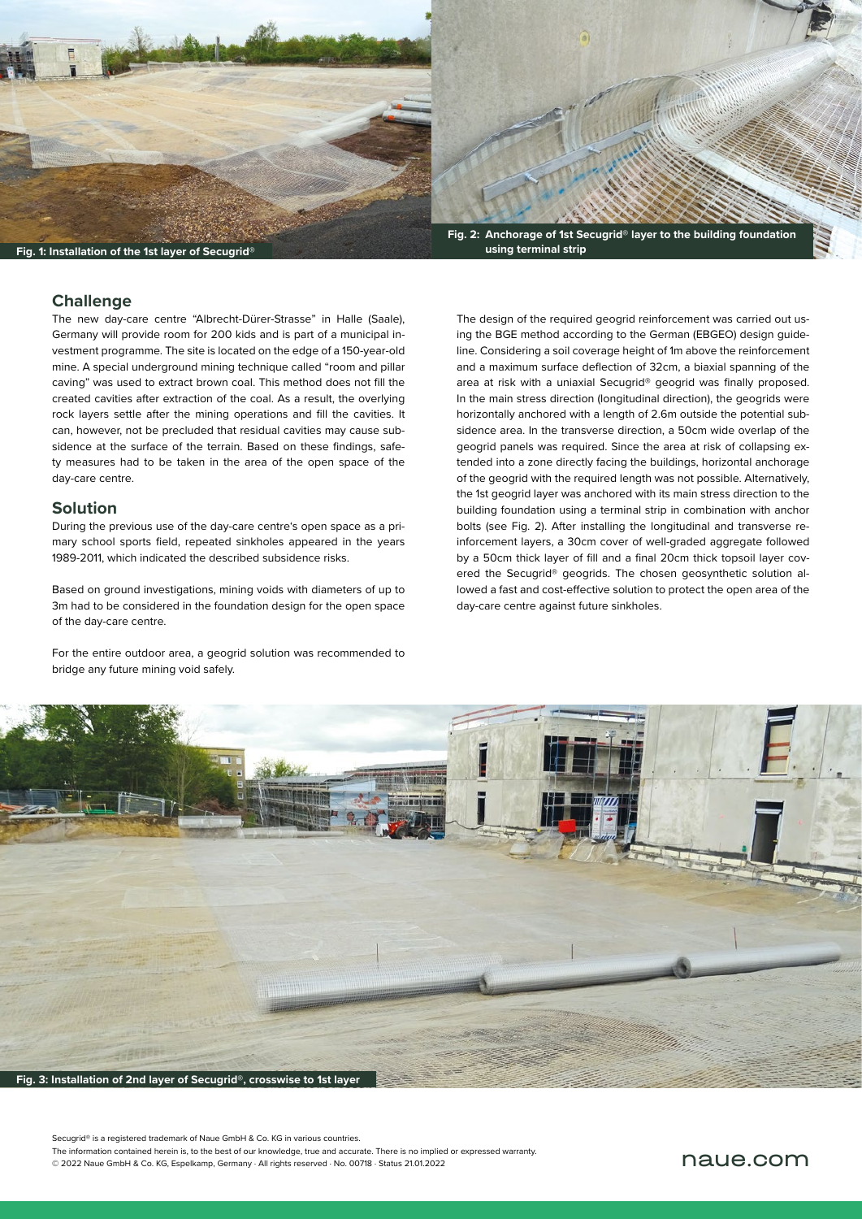Fig. 1: Installation of the 1st layer of Secugrid®

Fig. 2: Anchorage of 1st Secugrid® layer to the building foundation using terminal strip

## Challenge

The new day-care centre "Albrecht-Dürer-Strasse" in Halle (Saale), Germany will provide room for 200 kids and is part of a municipal investment programme. The site is located on the edge of a 150-year-old mine. A special underground mining technique called "room and pillar caving" was used to extract brown coal. This method does not fill the created cavities after extraction of the coal. As a result, the overlying rock layers settle after the mining operations and fill the cavities. It can, however, not be precluded that residual cavities may cause subsidence at the surface of the terrain. Based on these findings, safety measures had to be taken in the area of the open space of the day-care centre.

## Solution

During the previous use of the day-care centre's open space as a primary school sports field, repeated sinkholes appeared in the years 1989-2011, which indicated the described subsidence risks.

Based on ground investigations, mining voids with diameters of up to 3m had to be considered in the foundation design for the open space of the day-care centre.

For the entire outdoor area, a geogrid solution was recommended to bridge any future mining void safely.

The design of the required geogrid reinforcement was carried out using the BGE method according to the German (EBGEO) design guideline. Considering a soil coverage height of 1m above the reinforcement and a maximum surface deflection of 32cm, a biaxial spanning of the area at risk with a uniaxial Secugrid® geogrid was finally proposed. In the main stress direction (longitudinal direction), the geogrids were horizontally anchored with a length of 2.6m outside the potential subsidence area. In the transverse direction, a 50cm wide overlap of the geogrid panels was required. Since the area at risk of collapsing extended into a zone directly facing the buildings, horizontal anchorage of the geogrid with the required length was not possible. Alternatively, the 1st geogrid layer was anchored with its main stress direction to the building foundation using a terminal strip in combination with anchor bolts (see Fig. 2). After installing the longitudinal and transverse reinforcement layers, a 30cm cover of well-graded aggregate followed by a 50cm thick layer of fill and a final 20cm thick topsoil layer covered the Secugrid® geogrids. The chosen geosynthetic solution allowed a fast and cost-effective solution to protect the open area of the day-care centre against future sinkholes.

Fig. 3: Installation of 2nd layer of Secugrid®, crosswise to 1st layer

Secugrid® is a registered trademark of Naue GmbH & Co. KG in various countries.
The information contained herein is, to the best of our knowledge, true and accurate. There is no implied or expressed warranty.
© 2022 Naue GmbH & Co. KG, Espelkamp, Germany · All rights reserved · No. 00718 · Status 21.01.2022

naue.com